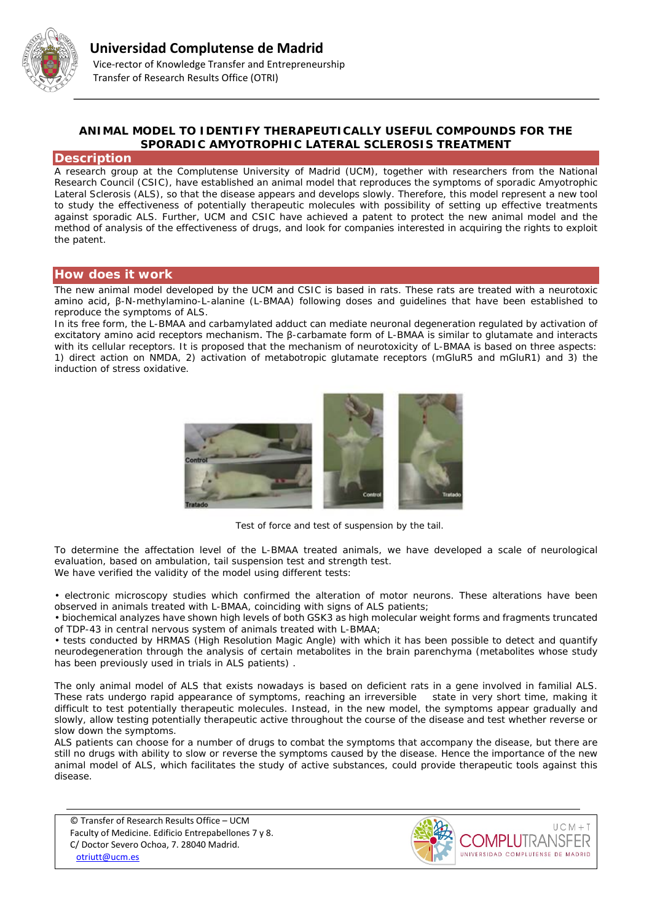# Universidad Complutense de Madrid

Vice-rector of Knowledge Transfer and Entrepreneurship
Transfer of Research Results Office (OTRI)

## ANIMAL MODEL TO IDENTIFY THERAPEUTICALLY USEFUL COMPOUNDS FOR THE SPORADIC AMYOTROPHIC LATERAL SCLEROSIS TREATMENT

## Description

A research group at the Complutense University of Madrid (UCM), together with researchers from the National Research Council (CSIC), have established an animal model that reproduces the symptoms of sporadic Amyotrophic Lateral Sclerosis (ALS), so that the disease appears and develops slowly. Therefore, this model represent a new tool to study the effectiveness of potentially therapeutic molecules with possibility of setting up effective treatments against sporadic ALS. Further, UCM and CSIC have achieved a patent to protect the new animal model and the method of analysis of the effectiveness of drugs, and look for companies interested in acquiring the rights to exploit the patent.

## How does it work

The new animal model developed by the UCM and CSIC is based in rats. These rats are treated with a neurotoxic amino acid, β-N-methylamino-L-alanine (L-BMAA) following doses and guidelines that have been established to reproduce the symptoms of ALS.

In its free form, the L-BMAA and carbamylated adduct can mediate neuronal degeneration regulated by activation of excitatory amino acid receptors mechanism. The β-carbamate form of L-BMAA is similar to glutamate and interacts with its cellular receptors. It is proposed that the mechanism of neurotoxicity of L-BMAA is based on three aspects: 1) direct action on NMDA, 2) activation of metabotropic glutamate receptors (mGluR5 and mGluR1) and 3) the induction of stress oxidative.

Test of force and test of suspension by the tail.

To determine the affectation level of the L-BMAA treated animals, we have developed a scale of neurological evaluation, based on ambulation, tail suspension test and strength test.
We have verified the validity of the model using different tests:

- electronic microscopy studies which confirmed the alteration of motor neurons. These alterations have been observed in animals treated with L-BMAA, coinciding with signs of ALS patients;
- biochemical analyzes have shown high levels of both GSK3 as high molecular weight forms and fragments truncated of TDP-43 in central nervous system of animals treated with L-BMAA;
- tests conducted by HRMAS (High Resolution Magic Angle) with which it has been possible to detect and quantify neurodegeneration through the analysis of certain metabolites in the brain parenchyma (metabolites whose study has been previously used in trials in ALS patients) .

The only animal model of ALS that exists nowadays is based on deficient rats in a gene involved in familial ALS. These rats undergo rapid appearance of symptoms, reaching an irreversible state in very short time, making it difficult to test potentially therapeutic molecules. Instead, in the new model, the symptoms appear gradually and slowly, allow testing potentially therapeutic active throughout the course of the disease and test whether reverse or slow down the symptoms.

ALS patients can choose for a number of drugs to combat the symptoms that accompany the disease, but there are still no drugs with ability to slow or reverse the symptoms caused by the disease. Hence the importance of the new animal model of ALS, which facilitates the study of active substances, could provide therapeutic tools against this disease.

© Transfer of Research Results Office – UCM
Faculty of Medicine. Edificio Entrepabellones 7 y 8.
C/ Doctor Severo Ochoa, 7. 28040 Madrid.
otriutt@ucm.es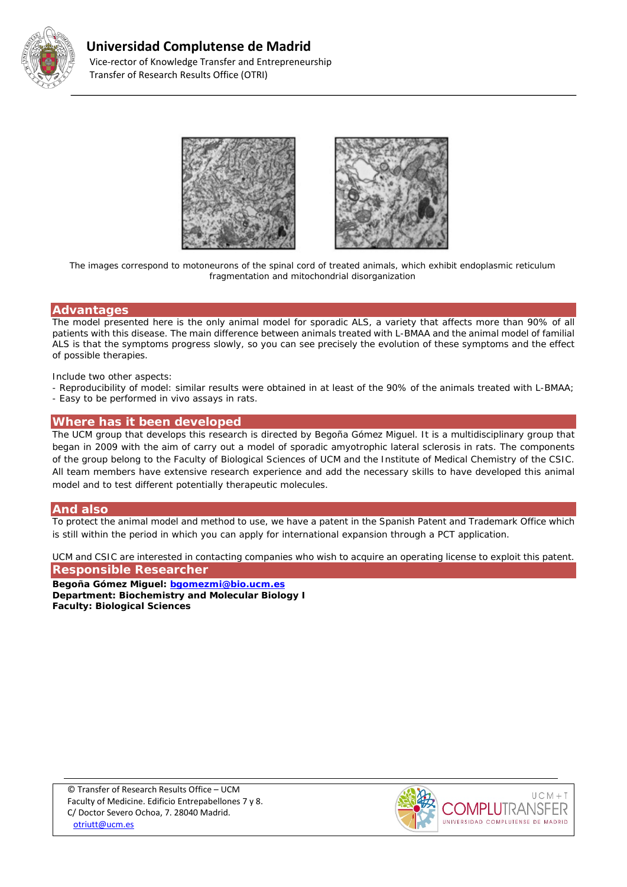The images correspond to motoneurons of the spinal cord of treated animals, which exhibit endoplasmic reticulum fragmentation and mitochondrial disorganization

## Advantages

The model presented here is the only animal model for sporadic ALS, a variety that affects more than 90% of all patients with this disease. The main difference between animals treated with L-BMAA and the animal model of familial ALS is that the symptoms progress slowly, so you can see precisely the evolution of these symptoms and the effect of possible therapies.

Include two other aspects:

- Reproducibility of model: similar results were obtained in at least of the 90% of the animals treated with L-BMAA;
- Easy to be performed in vivo assays in rats.

## Where has it been developed

The UCM group that develops this research is directed by Begoña Gómez Miguel. It is a multidisciplinary group that began in 2009 with the aim of carry out a model of sporadic amyotrophic lateral sclerosis in rats. The components of the group belong to the Faculty of Biological Sciences of UCM and the Institute of Medical Chemistry of the CSIC. All team members have extensive research experience and add the necessary skills to have developed this animal model and to test different potentially therapeutic molecules.

## And also

To protect the animal model and method to use, we have a patent in the Spanish Patent and Trademark Office which is still within the period in which you can apply for international expansion through a PCT application.

UCM and CSIC are interested in contacting companies who wish to acquire an operating license to exploit this patent.

## Responsible Researcher

**Begoña Gómez Miguel: bgomezmi@bio.ucm.es**
**Department: Biochemistry and Molecular Biology I**
**Faculty: Biological Sciences**

© Transfer of Research Results Office – UCM
Faculty of Medicine. Edificio Entrepabellones 7 y 8.
C/ Doctor Severo Ochoa, 7. 28040 Madrid.
otriutt@ucm.es